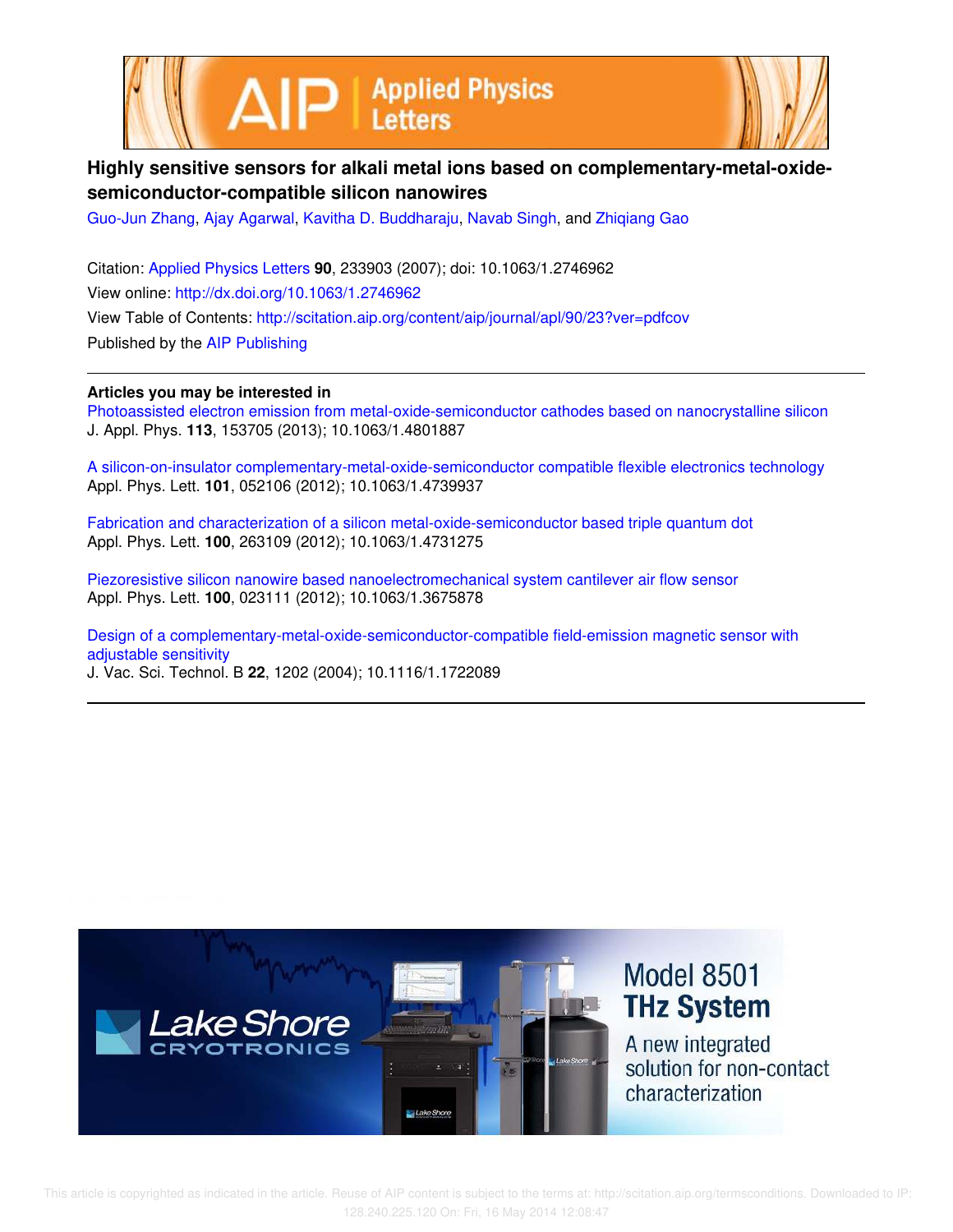# Highly sensitive sensors for alkali metal ions based on complementary-metal-oxide-semiconductor-compatible silicon nanowires

Guo-Jun Zhang, Ajay Agarwal, Kavitha D. Buddharaju, Navab Singh, and Zhiqiang Gao

Citation: Applied Physics Letters **90**, 233903 (2007); doi: 10.1063/1.2746962

View online: http://dx.doi.org/10.1063/1.2746962

View Table of Contents: http://scitation.aip.org/content/aip/journal/apl/90/23?ver=pdfcov

Published by the AIP Publishing

**Articles you may be interested in**

Photoassisted electron emission from metal-oxide-semiconductor cathodes based on nanocrystalline silicon
J. Appl. Phys. **113**, 153705 (2013); 10.1063/1.4801887

A silicon-on-insulator complementary-metal-oxide-semiconductor compatible flexible electronics technology
Appl. Phys. Lett. **101**, 052106 (2012); 10.1063/1.4739937

Fabrication and characterization of a silicon metal-oxide-semiconductor based triple quantum dot
Appl. Phys. Lett. **100**, 263109 (2012); 10.1063/1.4731275

Piezoresistive silicon nanowire based nanoelectromechanical system cantilever air flow sensor
Appl. Phys. Lett. **100**, 023111 (2012); 10.1063/1.3675878

Design of a complementary-metal-oxide-semiconductor-compatible field-emission magnetic sensor with adjustable sensitivity
J. Vac. Sci. Technol. B **22**, 1202 (2004); 10.1116/1.1722089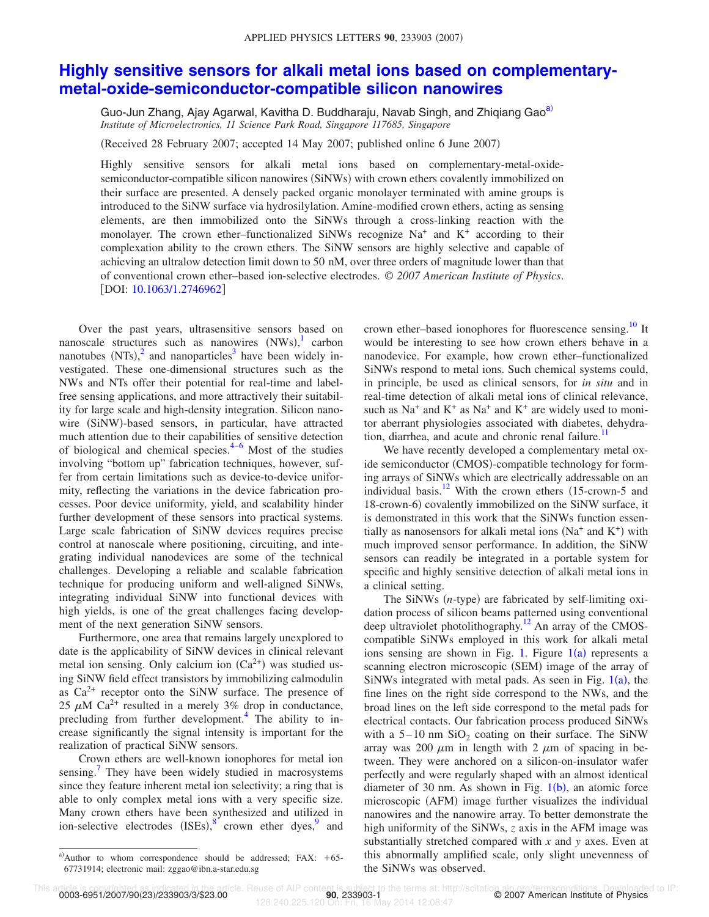# Highly sensitive sensors for alkali metal ions based on complementary-metal-oxide-semiconductor-compatible silicon nanowires

Guo-Jun Zhang, Ajay Agarwal, Kavitha D. Buddharaju, Navab Singh, and Zhiqiang Gao[a)]

*Institute of Microelectronics, 11 Science Park Road, Singapore 117685, Singapore*

(Received 28 February 2007; accepted 14 May 2007; published online 6 June 2007)

Highly sensitive sensors for alkali metal ions based on complementary-metal-oxide-semiconductor-compatible silicon nanowires (SiNWs) with crown ethers covalently immobilized on their surface are presented. A densely packed organic monolayer terminated with amine groups is introduced to the SiNW surface via hydrosilylation. Amine-modified crown ethers, acting as sensing elements, are then immobilized onto the SiNWs through a cross-linking reaction with the monolayer. The crown ether–functionalized SiNWs recognize $Na^+$ and $K^+$ according to their complexation ability to the crown ethers. The SiNW sensors are highly selective and capable of achieving an ultralow detection limit down to 50 nM, over three orders of magnitude lower than that of conventional crown ether–based ion-selective electrodes. *© 2007 American Institute of Physics*. [DOI: 10.1063/1.2746962]

Over the past years, ultrasensitive sensors based on nanoscale structures such as nanowires (NWs),[1] carbon nanotubes (NTs),[2] and nanoparticles[3] have been widely investigated. These one-dimensional structures such as the NWs and NTs offer their potential for real-time and label-free sensing applications, and more attractively their suitability for large scale and high-density integration. Silicon nanowire (SiNW)-based sensors, in particular, have attracted much attention due to their capabilities of sensitive detection of biological and chemical species.[4–6] Most of the studies involving "bottom up" fabrication techniques, however, suffer from certain limitations such as device-to-device uniformity, reflecting the variations in the device fabrication processes. Poor device uniformity, yield, and scalability hinder further development of these sensors into practical systems. Large scale fabrication of SiNW devices requires precise control at nanoscale where positioning, circuiting, and integrating individual nanodevices are some of the technical challenges. Developing a reliable and scalable fabrication technique for producing uniform and well-aligned SiNWs, integrating individual SiNW into functional devices with high yields, is one of the great challenges facing development of the next generation SiNW sensors.

Furthermore, one area that remains largely unexplored to date is the applicability of SiNW devices in clinical relevant metal ion sensing. Only calcium ion ($Ca^{2+}$) was studied using SiNW field effect transistors by immobilizing calmodulin as $Ca^{2+}$ receptor onto the SiNW surface. The presence of 25 $\mu$M $Ca^{2+}$ resulted in a merely 3% drop in conductance, precluding from further development.[4] The ability to increase significantly the signal intensity is important for the realization of practical SiNW sensors.

Crown ethers are well-known ionophores for metal ion sensing.[7] They have been widely studied in macrosystems since they feature inherent metal ion selectivity; a ring that is able to only complex metal ions with a very specific size. Many crown ethers have been synthesized and utilized in ion-selective electrodes (ISEs),[8] crown ether dyes,[9] and crown ether–based ionophores for fluorescence sensing.[10] It would be interesting to see how crown ethers behave in a nanodevice. For example, how crown ether–functionalized SiNWs respond to metal ions. Such chemical systems could, in principle, be used as clinical sensors, for *in situ* and in real-time detection of alkali metal ions of clinical relevance, such as $Na^+$ and $K^+$ as $Na^+$ and $K^+$ are widely used to monitor aberrant physiologies associated with diabetes, dehydration, diarrhea, and acute and chronic renal failure.[11]

We have recently developed a complementary metal oxide semiconductor (CMOS)-compatible technology for forming arrays of SiNWs which are electrically addressable on an individual basis.[12] With the crown ethers (15-crown-5 and 18-crown-6) covalently immobilized on the SiNW surface, it is demonstrated in this work that the SiNWs function essentially as nanosensors for alkali metal ions ($Na^+$ and $K^+$) with much improved sensor performance. In addition, the SiNW sensors can readily be integrated in a portable system for specific and highly sensitive detection of alkali metal ions in a clinical setting.

The SiNWs (*n*-type) are fabricated by self-limiting oxidation process of silicon beams patterned using conventional deep ultraviolet photolithography.[12] An array of the CMOS-compatible SiNWs employed in this work for alkali metal ions sensing are shown in Fig. 1. Figure 1(a) represents a scanning electron microscopic (SEM) image of the array of SiNWs integrated with metal pads. As seen in Fig. 1(a), the fine lines on the right side correspond to the NWs, and the broad lines on the left side correspond to the metal pads for electrical contacts. Our fabrication process produced SiNWs with a 5–10 nm $SiO_2$ coating on their surface. The SiNW array was 200 $\mu$m in length with 2 $\mu$m of spacing in between. They were anchored on a silicon-on-insulator wafer perfectly and were regularly shaped with an almost identical diameter of 30 nm. As shown in Fig. 1(b), an atomic force microscopic (AFM) image further visualizes the individual nanowires and the nanowire array. To better demonstrate the high uniformity of the SiNWs, *z* axis in the AFM image was substantially stretched compared with *x* and *y* axes. Even at this abnormally amplified scale, only slight unevenness of the SiNWs was observed.

[a)]Author to whom correspondence should be addressed; FAX: +65-67731914; electronic mail: zggao@ibn.a-star.edu.sg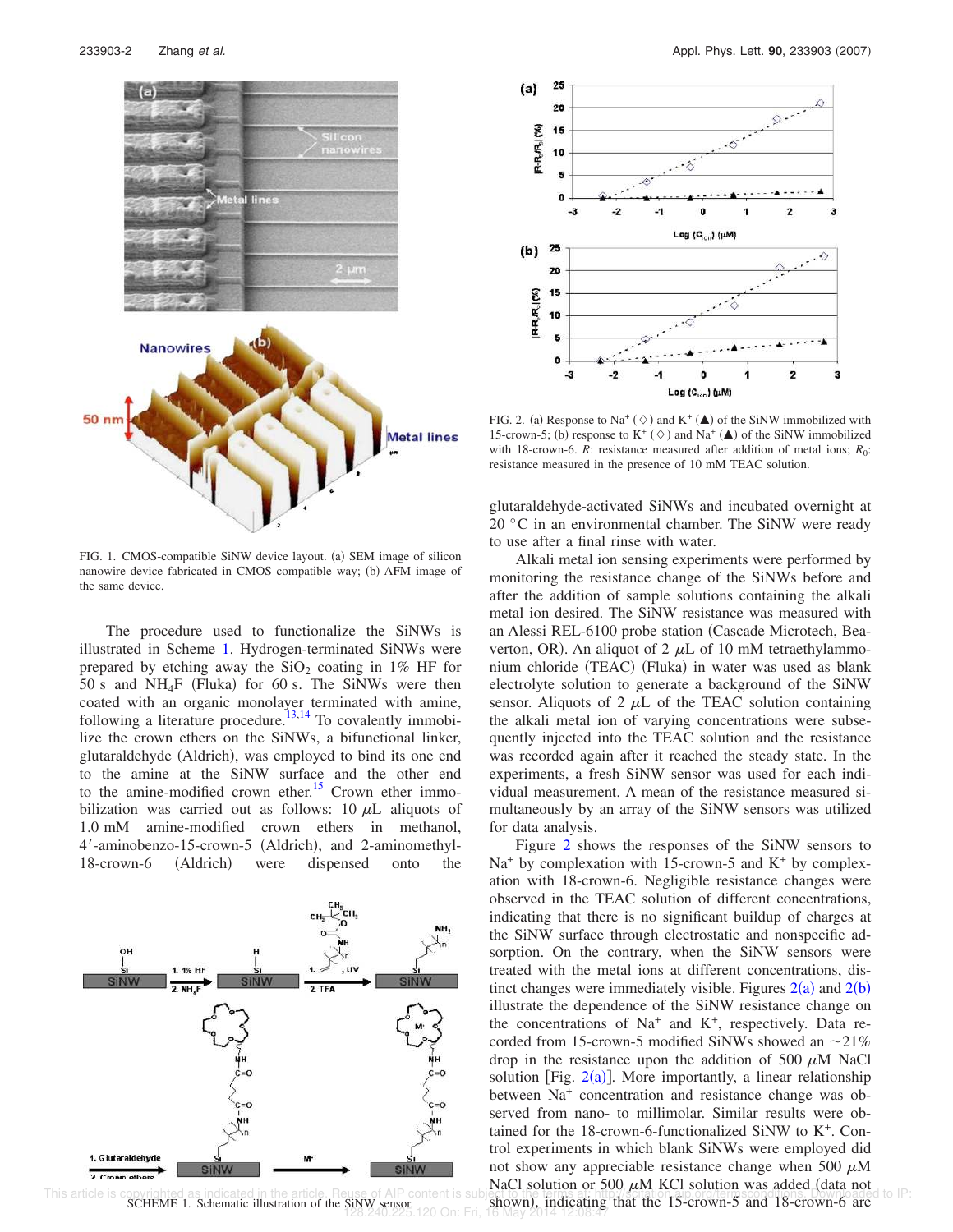FIG. 1. CMOS-compatible SiNW device layout. (a) SEM image of silicon nanowire device fabricated in CMOS compatible way; (b) AFM image of the same device.

The procedure used to functionalize the SiNWs is illustrated in Scheme 1. Hydrogen-terminated SiNWs were prepared by etching away the $SiO_2$ coating in 1% HF for 50 s and $NH_4F$ (Fluka) for 60 s. The SiNWs were then coated with an organic monolayer terminated with amine, following a literature procedure.[13,14] To covalently immobilize the crown ethers on the SiNWs, a bifunctional linker, glutaraldehyde (Aldrich), was employed to bind its one end to the amine at the SiNW surface and the other end to the amine-modified crown ether.[15] Crown ether immobilization was carried out as follows: 10 $\mu$L aliquots of 1.0 mM amine-modified crown ethers in methanol, 4′-aminobenzo-15-crown-5 (Aldrich), and 2-aminomethyl-18-crown-6 (Aldrich) were dispensed onto the glutaraldehyde-activated SiNWs and incubated overnight at 20 °C in an environmental chamber. The SiNW were ready to use after a final rinse with water.

SCHEME 1. Schematic illustration of the SiNW sensor.

FIG. 2. (a) Response to $Na^+$ (◇) and $K^+$ (▲) of the SiNW immobilized with 15-crown-5; (b) response to $K^+$ (◇) and $Na^+$ (▲) of the SiNW immobilized with 18-crown-6. $R$: resistance measured after addition of metal ions; $R_0$: resistance measured in the presence of 10 mM TEAC solution.

Alkali metal ion sensing experiments were performed by monitoring the resistance change of the SiNWs before and after the addition of sample solutions containing the alkali metal ion desired. The SiNW resistance was measured with an Alessi REL-6100 probe station (Cascade Microtech, Beaverton, OR). An aliquot of 2 $\mu$L of 10 mM tetraethylammonium chloride (TEAC) (Fluka) in water was used as blank electrolyte solution to generate a background of the SiNW sensor. Aliquots of 2 $\mu$L of the TEAC solution containing the alkali metal ion of varying concentrations were subsequently injected into the TEAC solution and the resistance was recorded again after it reached the steady state. In the experiments, a fresh SiNW sensor was used for each individual measurement. A mean of the resistance measured simultaneously by an array of the SiNW sensors was utilized for data analysis.

Figure 2 shows the responses of the SiNW sensors to $Na^+$ by complexation with 15-crown-5 and $K^+$ by complexation with 18-crown-6. Negligible resistance changes were observed in the TEAC solution of different concentrations, indicating that there is no significant buildup of charges at the SiNW surface through electrostatic and nonspecific adsorption. On the contrary, when the SiNW sensors were treated with the metal ions at different concentrations, distinct changes were immediately visible. Figures 2(a) and 2(b) illustrate the dependence of the SiNW resistance change on the concentrations of $Na^+$ and $K^+$, respectively. Data recorded from 15-crown-5 modified SiNWs showed an ~21% drop in the resistance upon the addition of 500 $\mu$M NaCl solution [Fig. 2(a)]. More importantly, a linear relationship between $Na^+$ concentration and resistance change was observed from nano- to millimolar. Similar results were obtained for the 18-crown-6-functionalized SiNW to $K^+$. Control experiments in which blank SiNWs were employed did not show any appreciable resistance change when 500 $\mu$M NaCl solution or 500 $\mu$M KCl solution was added (data not shown), indicating that the 15-crown-5 and 18-crown-6 are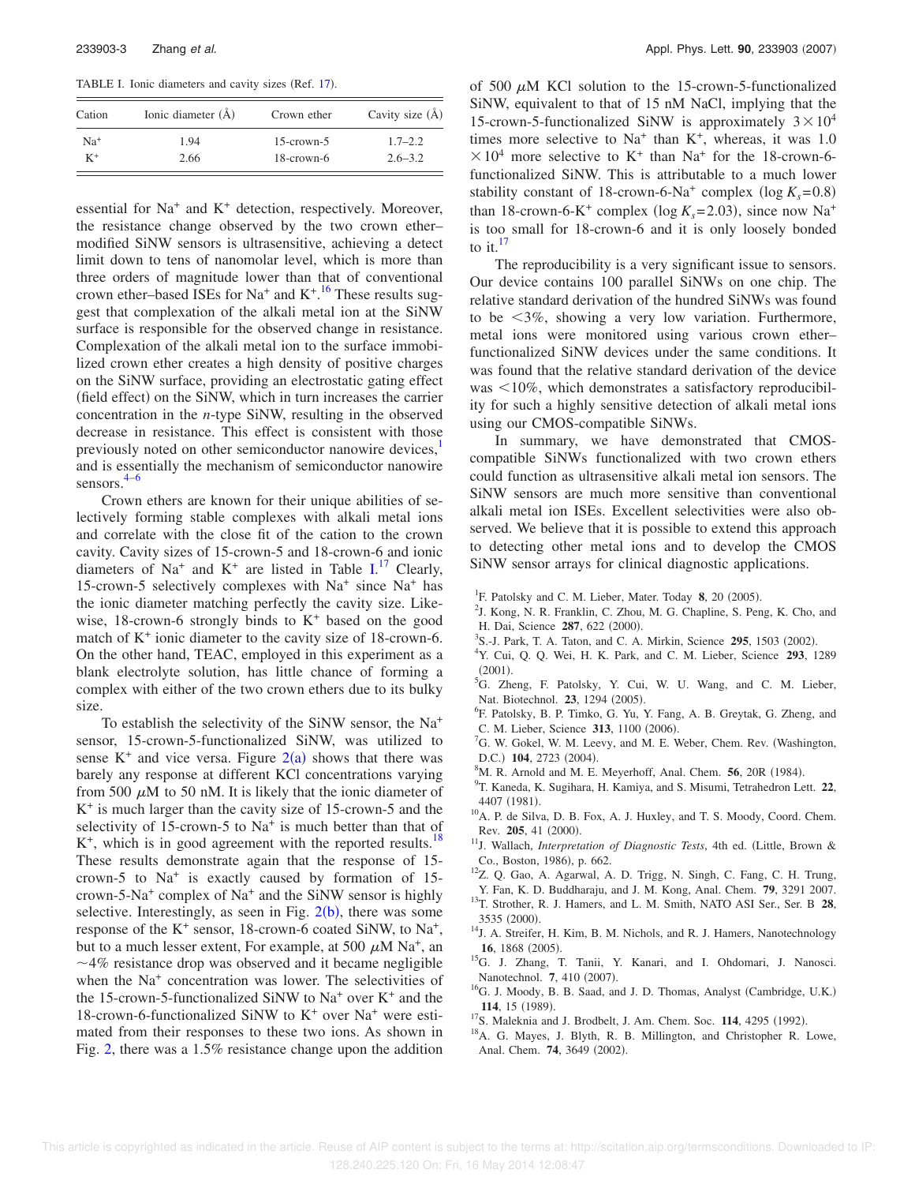TABLE I. Ionic diameters and cavity sizes (Ref. 17).

| Cation | Ionic diameter (Å) | Crown ether | Cavity size (Å) |
|---|---|---|---|
| $Na^+$ | 1.94 | 15-crown-5 | 1.7–2.2 |
| $K^+$ | 2.66 | 18-crown-6 | 2.6–3.2 |

essential for $Na^+$ and $K^+$ detection, respectively. Moreover, the resistance change observed by the two crown ether–modified SiNW sensors is ultrasensitive, achieving a detect limit down to tens of nanomolar level, which is more than three orders of magnitude lower than that of conventional crown ether–based ISEs for $Na^+$ and $K^+$.[16] These results suggest that complexation of the alkali metal ion at the SiNW surface is responsible for the observed change in resistance. Complexation of the alkali metal ion to the surface immobilized crown ether creates a high density of positive charges on the SiNW surface, providing an electrostatic gating effect (field effect) on the SiNW, which in turn increases the carrier concentration in the *n*-type SiNW, resulting in the observed decrease in resistance. This effect is consistent with those previously noted on other semiconductor nanowire devices,[1] and is essentially the mechanism of semiconductor nanowire sensors.[4–6]

Crown ethers are known for their unique abilities of selectively forming stable complexes with alkali metal ions and correlate with the close fit of the cation to the crown cavity. Cavity sizes of 15-crown-5 and 18-crown-6 and ionic diameters of $Na^+$ and $K^+$ are listed in Table I.[17] Clearly, 15-crown-5 selectively complexes with $Na^+$ since $Na^+$ has the ionic diameter matching perfectly the cavity size. Likewise, 18-crown-6 strongly binds to $K^+$ based on the good match of $K^+$ ionic diameter to the cavity size of 18-crown-6. On the other hand, TEAC, employed in this experiment as a blank electrolyte solution, has little chance of forming a complex with either of the two crown ethers due to its bulky size.

To establish the selectivity of the SiNW sensor, the $Na^+$ sensor, 15-crown-5-functionalized SiNW, was utilized to sense $K^+$ and vice versa. Figure 2(a) shows that there was barely any response at different KCl concentrations varying from 500 $\mu$M to 50 nM. It is likely that the ionic diameter of $K^+$ is much larger than the cavity size of 15-crown-5 and the selectivity of 15-crown-5 to $Na^+$ is much better than that of $K^+$, which is in good agreement with the reported results.[18] These results demonstrate again that the response of 15-crown-5 to $Na^+$ is exactly caused by formation of 15-crown-5-$Na^+$ complex of $Na^+$ and the SiNW sensor is highly selective. Interestingly, as seen in Fig. 2(b), there was some response of the $K^+$ sensor, 18-crown-6 coated SiNW, to $Na^+$, but to a much lesser extent, For example, at 500 $\mu$M $Na^+$, an $\sim$4% resistance drop was observed and it became negligible when the $Na^+$ concentration was lower. The selectivities of the 15-crown-5-functionalized SiNW to $Na^+$ over $K^+$ and the 18-crown-6-functionalized SiNW to $K^+$ over $Na^+$ were estimated from their responses to these two ions. As shown in Fig. 2, there was a 1.5% resistance change upon the addition of 500 $\mu$M KCl solution to the 15-crown-5-functionalized SiNW, equivalent to that of 15 nM NaCl, implying that the 15-crown-5-functionalized SiNW is approximately $3\times10^4$ times more selective to $Na^+$ than $K^+$, whereas, it was $1.0\times10^4$ more selective to $K^+$ than $Na^+$ for the 18-crown-6-functionalized SiNW. This is attributable to a much lower stability constant of 18-crown-6-$Na^+$ complex ($\log K_s=0.8$) than 18-crown-6-$K^+$ complex ($\log K_s=2.03$), since now $Na^+$ is too small for 18-crown-6 and it is only loosely bonded to it.[17]

The reproducibility is a very significant issue to sensors. Our device contains 100 parallel SiNWs on one chip. The relative standard derivation of the hundred SiNWs was found to be <3%, showing a very low variation. Furthermore, metal ions were monitored using various crown ether–functionalized SiNW devices under the same conditions. It was found that the relative standard derivation of the device was <10%, which demonstrates a satisfactory reproducibility for such a highly sensitive detection of alkali metal ions using our CMOS-compatible SiNWs.

In summary, we have demonstrated that CMOS-compatible SiNWs functionalized with two crown ethers could function as ultrasensitive alkali metal ion sensors. The SiNW sensors are much more sensitive than conventional alkali metal ion ISEs. Excellent selectivities were also observed. We believe that it is possible to extend this approach to detecting other metal ions and to develop the CMOS SiNW sensor arrays for clinical diagnostic applications.

[1] F. Patolsky and C. M. Lieber, Mater. Today **8**, 20 (2005).
[2] J. Kong, N. R. Franklin, C. Zhou, M. G. Chapline, S. Peng, K. Cho, and H. Dai, Science **287**, 622 (2000).
[3] S.-J. Park, T. A. Taton, and C. A. Mirkin, Science **295**, 1503 (2002).
[4] Y. Cui, Q. Q. Wei, H. K. Park, and C. M. Lieber, Science **293**, 1289 (2001).
[5] G. Zheng, F. Patolsky, Y. Cui, W. U. Wang, and C. M. Lieber, Nat. Biotechnol. **23**, 1294 (2005).
[6] F. Patolsky, B. P. Timko, G. Yu, Y. Fang, A. B. Greytak, G. Zheng, and C. M. Lieber, Science **313**, 1100 (2006).
[7] G. W. Gokel, W. M. Leevy, and M. E. Weber, Chem. Rev. (Washington, D.C.) **104**, 2723 (2004).
[8] M. R. Arnold and M. E. Meyerhoff, Anal. Chem. **56**, 20R (1984).
[9] T. Kaneda, K. Sugihara, H. Kamiya, and S. Misumi, Tetrahedron Lett. **22**, 4407 (1981).
[10] A. P. de Silva, D. B. Fox, A. J. Huxley, and T. S. Moody, Coord. Chem. Rev. **205**, 41 (2000).
[11] J. Wallach, *Interpretation of Diagnostic Tests*, 4th ed. (Little, Brown & Co., Boston, 1986), p. 662.
[12] Z. Q. Gao, A. Agarwal, A. D. Trigg, N. Singh, C. Fang, C. H. Trung, Y. Fan, K. D. Buddharaju, and J. M. Kong, Anal. Chem. **79**, 3291 2007.
[13] T. Strother, R. J. Hamers, and L. M. Smith, NATO ASI Ser., Ser. B **28**, 3535 (2000).
[14] J. A. Streifer, H. Kim, B. M. Nichols, and R. J. Hamers, Nanotechnology **16**, 1868 (2005).
[15] G. J. Zhang, T. Tanii, Y. Kanari, and I. Ohdomari, J. Nanosci. Nanotechnol. **7**, 410 (2007).
[16] G. J. Moody, B. B. Saad, and J. D. Thomas, Analyst (Cambridge, U.K.) **114**, 15 (1989).
[17] S. Maleknia and J. Brodbelt, J. Am. Chem. Soc. **114**, 4295 (1992).
[18] A. G. Mayes, J. Blyth, R. B. Millington, and Christopher R. Lowe, Anal. Chem. **74**, 3649 (2002).